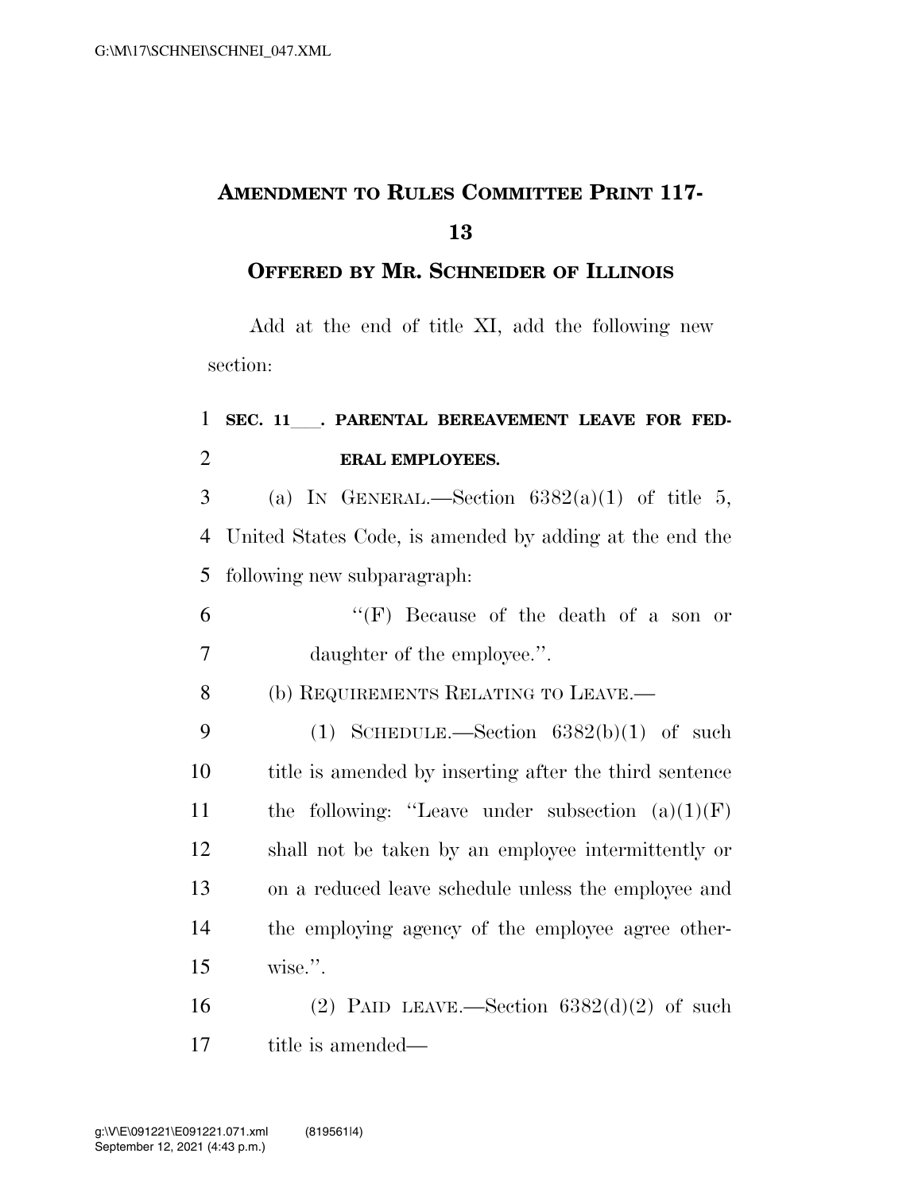# AMENDMENT TO RULES COMMITTEE PRINT 117-13

## OFFERED BY MR. SCHNEIDER OF ILLINOIS

Add at the end of title XI, add the following new section:

**SEC. 11___. PARENTAL BEREAVEMENT LEAVE FOR FEDERAL EMPLOYEES.**

(a) IN GENERAL.—Section 6382(a)(1) of title 5, United States Code, is amended by adding at the end the following new subparagraph:

> "(F) Because of the death of a son or daughter of the employee.".

(b) REQUIREMENTS RELATING TO LEAVE.—

> (1) SCHEDULE.—Section 6382(b)(1) of such title is amended by inserting after the third sentence the following: "Leave under subsection (a)(1)(F) shall not be taken by an employee intermittently or on a reduced leave schedule unless the employee and the employing agency of the employee agree otherwise.".
>
> (2) PAID LEAVE.—Section 6382(d)(2) of such title is amended—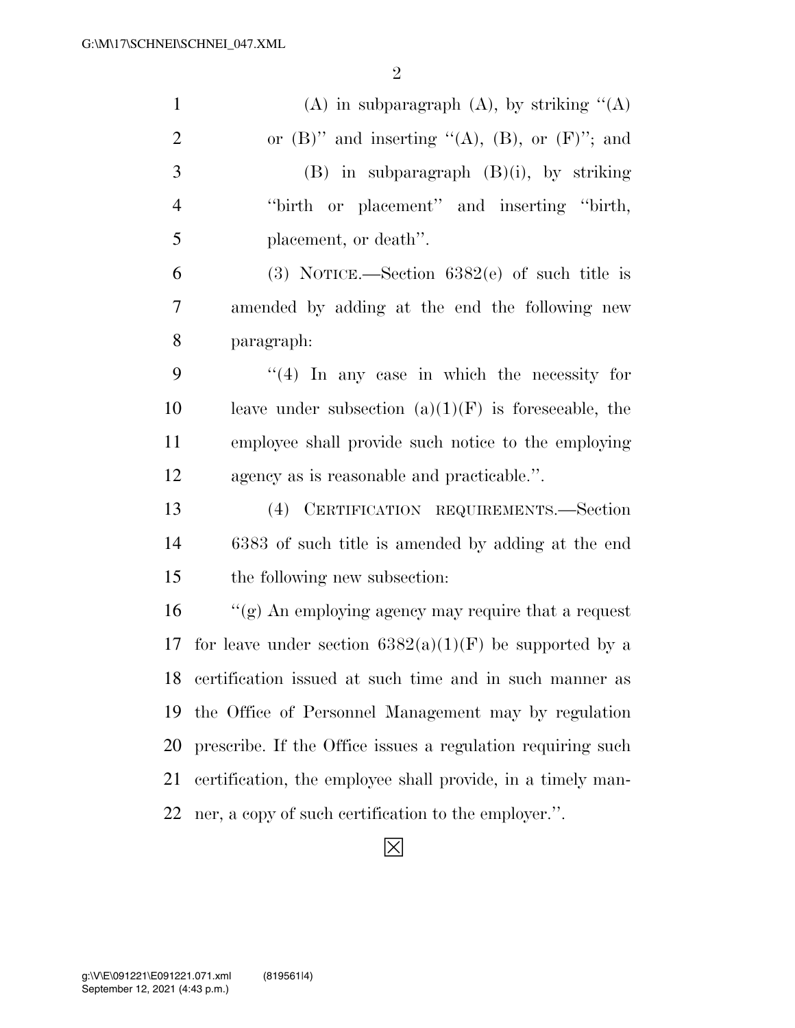(A) in subparagraph (A), by striking "(A) or (B)" and inserting "(A), (B), or (F)"; and

(B) in subparagraph (B)(i), by striking "birth or placement" and inserting "birth, placement, or death".

(3) NOTICE.—Section 6382(e) of such title is amended by adding at the end the following new paragraph:

"(4) In any case in which the necessity for leave under subsection (a)(1)(F) is foreseeable, the employee shall provide such notice to the employing agency as is reasonable and practicable.".

(4) CERTIFICATION REQUIREMENTS.—Section 6383 of such title is amended by adding at the end the following new subsection:

"(g) An employing agency may require that a request for leave under section 6382(a)(1)(F) be supported by a certification issued at such time and in such manner as the Office of Personnel Management may by regulation prescribe. If the Office issues a regulation requiring such certification, the employee shall provide, in a timely manner, a copy of such certification to the employer.".